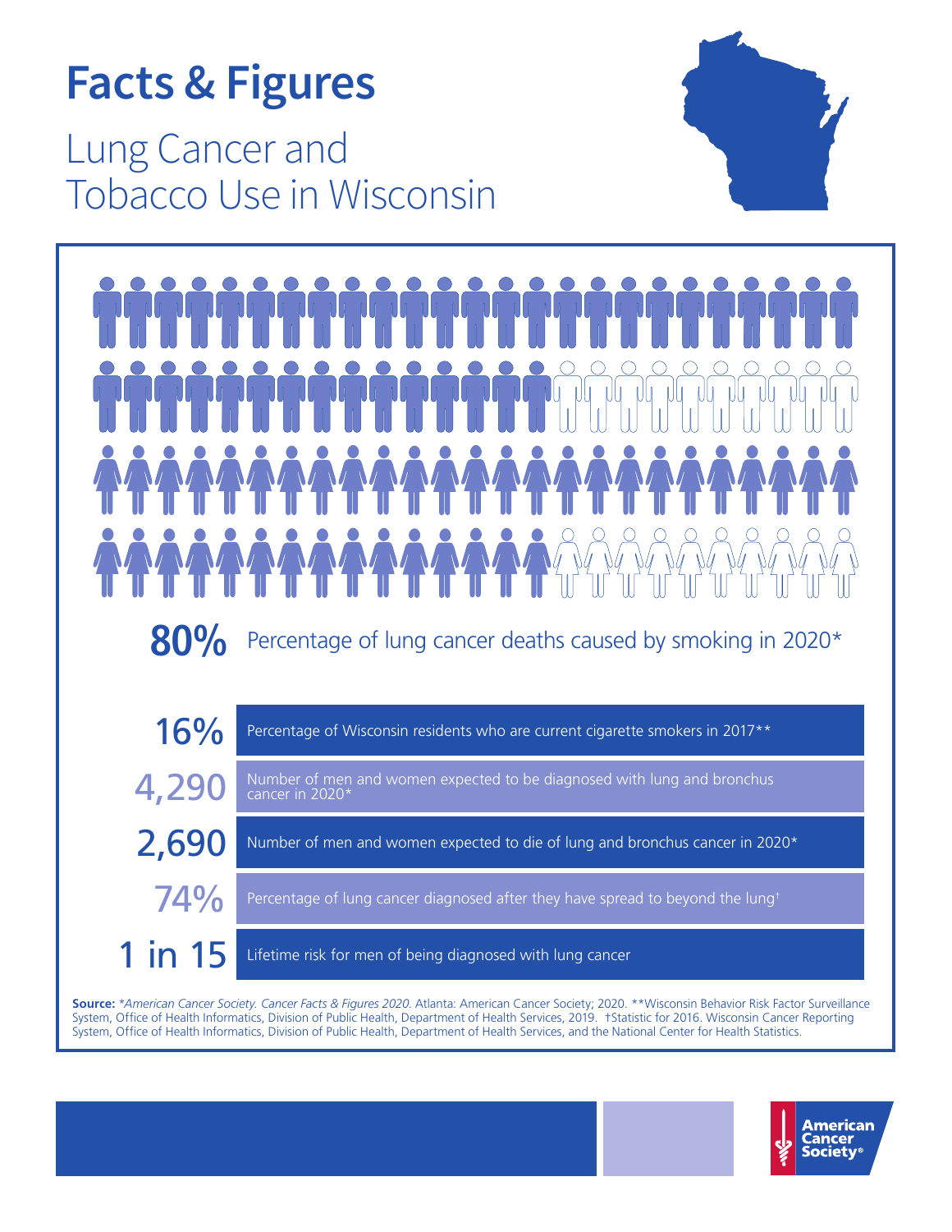# Facts & Figures

## Lung Cancer and Tobacco Use in Wisconsin

**80%** Percentage of lung cancer deaths caused by smoking in 2020*

| | |
|---|---|
| **16%** | Percentage of Wisconsin residents who are current cigarette smokers in 2017** |
| **4,290** | Number of men and women expected to be diagnosed with lung and bronchus cancer in 2020* |
| **2,690** | Number of men and women expected to die of lung and bronchus cancer in 2020* |
| **74%** | Percentage of lung cancer diagnosed after they have spread to beyond the lung† |
| **1 in 15** | Lifetime risk for men of being diagnosed with lung cancer |

**Source:** **American Cancer Society. Cancer Facts & Figures 2020*. Atlanta: American Cancer Society; 2020. **Wisconsin Behavior Risk Factor Surveillance System, Office of Health Informatics, Division of Public Health, Department of Health Services, 2019. †Statistic for 2016. Wisconsin Cancer Reporting System, Office of Health Informatics, Division of Public Health, Department of Health Services, and the National Center for Health Statistics.

American Cancer Society®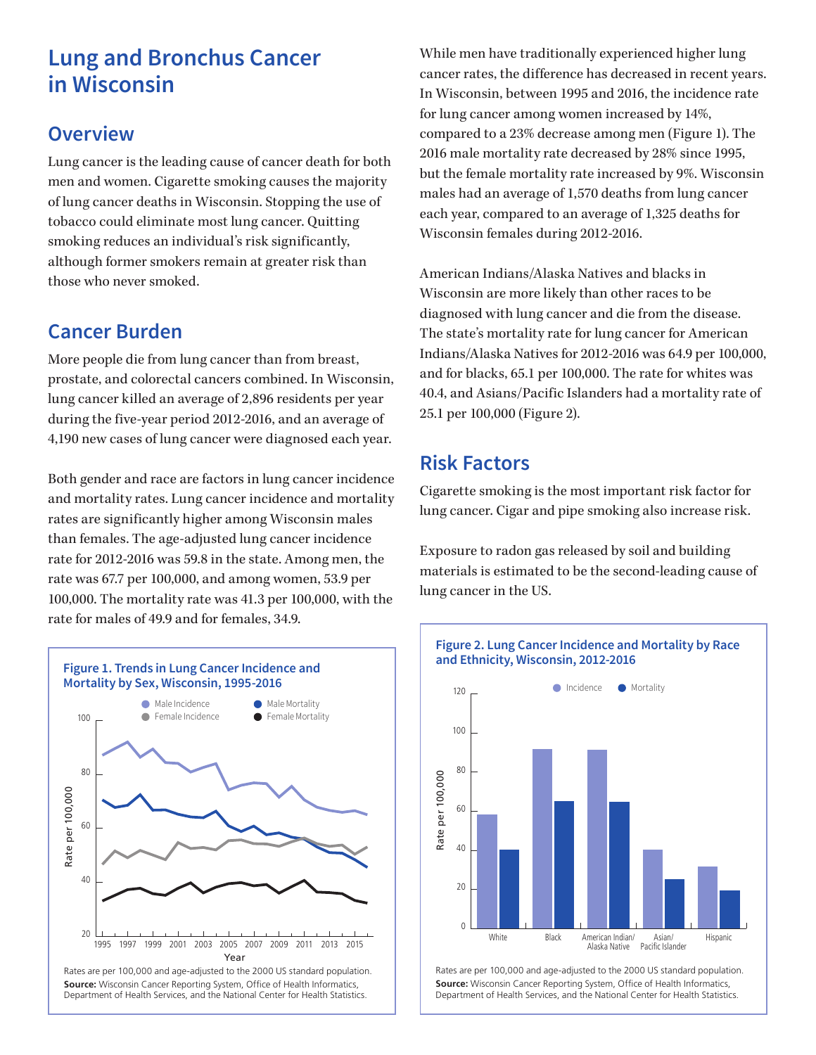# Lung and Bronchus Cancer in Wisconsin

## Overview

Lung cancer is the leading cause of cancer death for both men and women. Cigarette smoking causes the majority of lung cancer deaths in Wisconsin. Stopping the use of tobacco could eliminate most lung cancer. Quitting smoking reduces an individual's risk significantly, although former smokers remain at greater risk than those who never smoked.

## Cancer Burden

More people die from lung cancer than from breast, prostate, and colorectal cancers combined. In Wisconsin, lung cancer killed an average of 2,896 residents per year during the five-year period 2012-2016, and an average of 4,190 new cases of lung cancer were diagnosed each year.

Both gender and race are factors in lung cancer incidence and mortality rates. Lung cancer incidence and mortality rates are significantly higher among Wisconsin males than females. The age-adjusted lung cancer incidence rate for 2012-2016 was 59.8 in the state. Among men, the rate was 67.7 per 100,000, and among women, 53.9 per 100,000. The mortality rate was 41.3 per 100,000, with the rate for males of 49.9 and for females, 34.9.

**Figure 1. Trends in Lung Cancer Incidence and Mortality by Sex, Wisconsin, 1995-2016**

Rates are per 100,000 and age-adjusted to the 2000 US standard population.
**Source:** Wisconsin Cancer Reporting System, Office of Health Informatics, Department of Health Services, and the National Center for Health Statistics.

While men have traditionally experienced higher lung cancer rates, the difference has decreased in recent years. In Wisconsin, between 1995 and 2016, the incidence rate for lung cancer among women increased by 14%, compared to a 23% decrease among men (Figure 1). The 2016 male mortality rate decreased by 28% since 1995, but the female mortality rate increased by 9%. Wisconsin males had an average of 1,570 deaths from lung cancer each year, compared to an average of 1,325 deaths for Wisconsin females during 2012-2016.

American Indians/Alaska Natives and blacks in Wisconsin are more likely than other races to be diagnosed with lung cancer and die from the disease. The state's mortality rate for lung cancer for American Indians/Alaska Natives for 2012-2016 was 64.9 per 100,000, and for blacks, 65.1 per 100,000. The rate for whites was 40.4, and Asians/Pacific Islanders had a mortality rate of 25.1 per 100,000 (Figure 2).

## Risk Factors

Cigarette smoking is the most important risk factor for lung cancer. Cigar and pipe smoking also increase risk.

Exposure to radon gas released by soil and building materials is estimated to be the second-leading cause of lung cancer in the US.

**Figure 2. Lung Cancer Incidence and Mortality by Race and Ethnicity, Wisconsin, 2012-2016**

Rates are per 100,000 and age-adjusted to the 2000 US standard population.
**Source:** Wisconsin Cancer Reporting System, Office of Health Informatics, Department of Health Services, and the National Center for Health Statistics.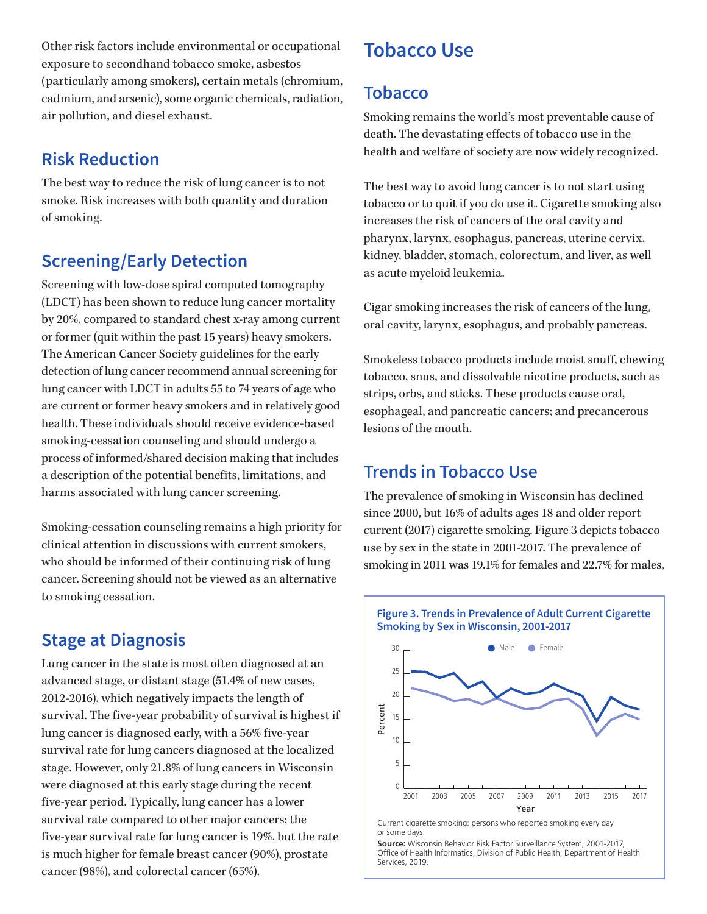Other risk factors include environmental or occupational exposure to secondhand tobacco smoke, asbestos (particularly among smokers), certain metals (chromium, cadmium, and arsenic), some organic chemicals, radiation, air pollution, and diesel exhaust.

## Risk Reduction

The best way to reduce the risk of lung cancer is to not smoke. Risk increases with both quantity and duration of smoking.

## Screening/Early Detection

Screening with low-dose spiral computed tomography (LDCT) has been shown to reduce lung cancer mortality by 20%, compared to standard chest x-ray among current or former (quit within the past 15 years) heavy smokers. The American Cancer Society guidelines for the early detection of lung cancer recommend annual screening for lung cancer with LDCT in adults 55 to 74 years of age who are current or former heavy smokers and in relatively good health. These individuals should receive evidence-based smoking-cessation counseling and should undergo a process of informed/shared decision making that includes a description of the potential benefits, limitations, and harms associated with lung cancer screening.

Smoking-cessation counseling remains a high priority for clinical attention in discussions with current smokers, who should be informed of their continuing risk of lung cancer. Screening should not be viewed as an alternative to smoking cessation.

## Stage at Diagnosis

Lung cancer in the state is most often diagnosed at an advanced stage, or distant stage (51.4% of new cases, 2012-2016), which negatively impacts the length of survival. The five-year probability of survival is highest if lung cancer is diagnosed early, with a 56% five-year survival rate for lung cancers diagnosed at the localized stage. However, only 21.8% of lung cancers in Wisconsin were diagnosed at this early stage during the recent five-year period. Typically, lung cancer has a lower survival rate compared to other major cancers; the five-year survival rate for lung cancer is 19%, but the rate is much higher for female breast cancer (90%), prostate cancer (98%), and colorectal cancer (65%).

# Tobacco Use

## Tobacco

Smoking remains the world's most preventable cause of death. The devastating effects of tobacco use in the health and welfare of society are now widely recognized.

The best way to avoid lung cancer is to not start using tobacco or to quit if you do use it. Cigarette smoking also increases the risk of cancers of the oral cavity and pharynx, larynx, esophagus, pancreas, uterine cervix, kidney, bladder, stomach, colorectum, and liver, as well as acute myeloid leukemia.

Cigar smoking increases the risk of cancers of the lung, oral cavity, larynx, esophagus, and probably pancreas.

Smokeless tobacco products include moist snuff, chewing tobacco, snus, and dissolvable nicotine products, such as strips, orbs, and sticks. These products cause oral, esophageal, and pancreatic cancers; and precancerous lesions of the mouth.

## Trends in Tobacco Use

The prevalence of smoking in Wisconsin has declined since 2000, but 16% of adults ages 18 and older report current (2017) cigarette smoking. Figure 3 depicts tobacco use by sex in the state in 2001-2017. The prevalence of smoking in 2011 was 19.1% for females and 22.7% for males,

**Figure 3. Trends in Prevalence of Adult Current Cigarette Smoking by Sex in Wisconsin, 2001-2017**

Current cigarette smoking: persons who reported smoking every day or some days.

**Source:** Wisconsin Behavior Risk Factor Surveillance System, 2001-2017, Office of Health Informatics, Division of Public Health, Department of Health Services, 2019.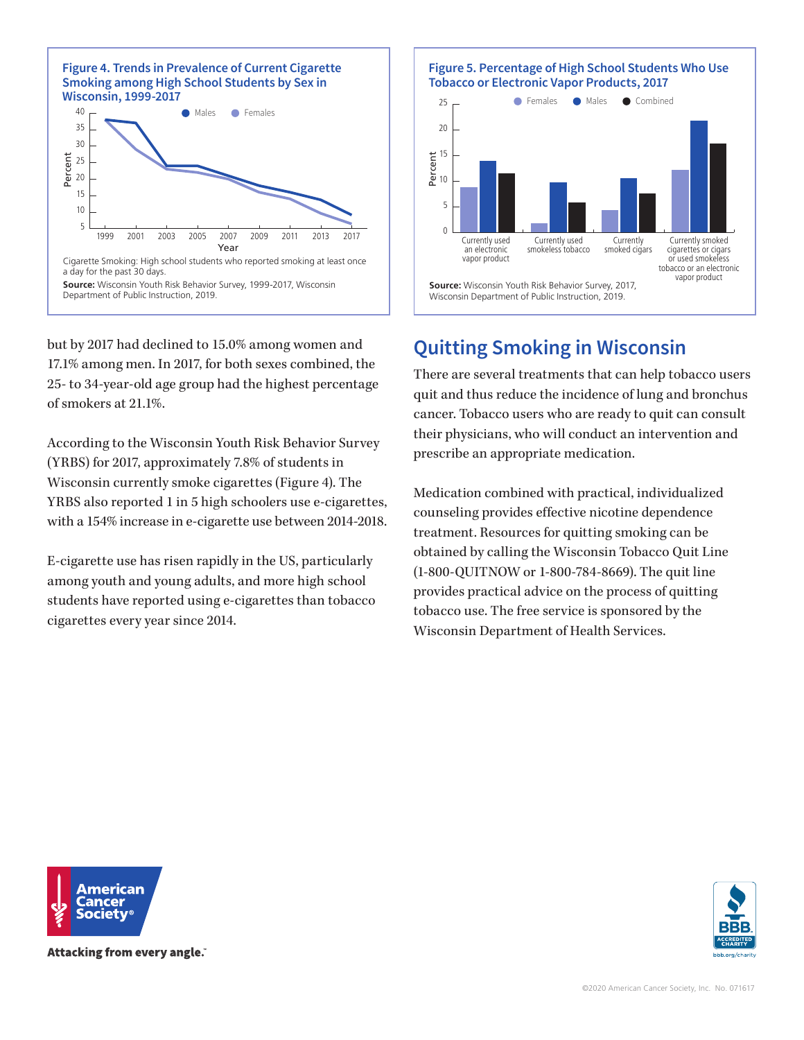**Figure 4. Trends in Prevalence of Current Cigarette Smoking among High School Students by Sex in Wisconsin, 1999-2017**

Males Females

Percent

40
35
30
25
20
15
10
5

1999 2001 2003 2005 2007 2009 2011 2013 2017

Year

Cigarette Smoking: High school students who reported smoking at least once a day for the past 30 days.

**Source:** Wisconsin Youth Risk Behavior Survey, 1999-2017, Wisconsin Department of Public Instruction, 2019.

but by 2017 had declined to 15.0% among women and 17.1% among men. In 2017, for both sexes combined, the 25- to 34-year-old age group had the highest percentage of smokers at 21.1%.

According to the Wisconsin Youth Risk Behavior Survey (YRBS) for 2017, approximately 7.8% of students in Wisconsin currently smoke cigarettes (Figure 4). The YRBS also reported 1 in 5 high schoolers use e-cigarettes, with a 154% increase in e-cigarette use between 2014-2018.

E-cigarette use has risen rapidly in the US, particularly among youth and young adults, and more high school students have reported using e-cigarettes than tobacco cigarettes every year since 2014.

**Figure 5. Percentage of High School Students Who Use Tobacco or Electronic Vapor Products, 2017**

Females Males Combined

Percent

25
20
15
10
5
0

Currently used an electronic vapor product

Currently used smokeless tobacco

Currently smoked cigars

Currently smoked cigarettes or cigars or used smokeless tobacco or an electronic vapor product

**Source:** Wisconsin Youth Risk Behavior Survey, 2017, Wisconsin Department of Public Instruction, 2019.

## Quitting Smoking in Wisconsin

There are several treatments that can help tobacco users quit and thus reduce the incidence of lung and bronchus cancer. Tobacco users who are ready to quit can consult their physicians, who will conduct an intervention and prescribe an appropriate medication.

Medication combined with practical, individualized counseling provides effective nicotine dependence treatment. Resources for quitting smoking can be obtained by calling the Wisconsin Tobacco Quit Line (1-800-QUITNOW or 1-800-784-8669). The quit line provides practical advice on the process of quitting tobacco use. The free service is sponsored by the Wisconsin Department of Health Services.

American Cancer Society®

Attacking from every angle.™

BBB. ACCREDITED CHARITY bbb.org/charity

©2020 American Cancer Society, Inc. No. 071617